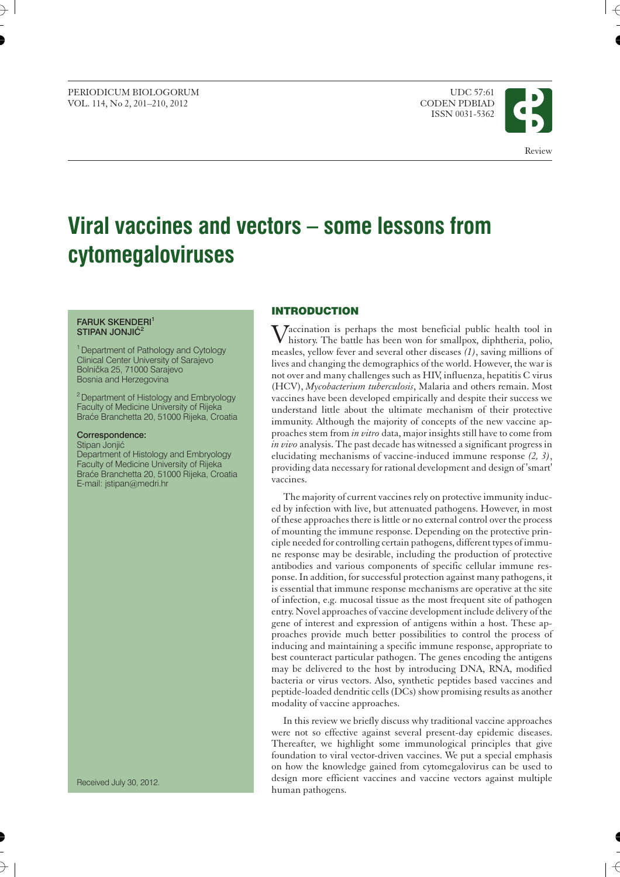# Viral vaccines and vectors – some lessons from cytomegaloviruses

**FARUK SKENDERI[1]**
**STIPAN JONJIĆ[2]**

[1] Department of Pathology and Cytology
Clinical Center University of Sarajevo
Bolnička 25, 71000 Sarajevo
Bosnia and Herzegovina

[2] Department of Histology and Embryology
Faculty of Medicine University of Rijeka
Braće Branchetta 20, 51000 Rijeka, Croatia

**Correspondence:**
Stipan Jonjić
Department of Histology and Embryology
Faculty of Medicine University of Rijeka
Braće Branchetta 20, 51000 Rijeka, Croatia
E-mail: jstipan@medri.hr

Received July 30, 2012.

## INTRODUCTION

Vaccination is perhaps the most beneficial public health tool in history. The battle has been won for smallpox, diphtheria, polio, measles, yellow fever and several other diseases *(1)*, saving millions of lives and changing the demographics of the world. However, the war is not over and many challenges such as HIV, influenza, hepatitis C virus (HCV), *Mycobacterium tuberculosis*, Malaria and others remain. Most vaccines have been developed empirically and despite their success we understand little about the ultimate mechanism of their protective immunity. Although the majority of concepts of the new vaccine approaches stem from *in vitro* data, major insights still have to come from *in vivo* analysis. The past decade has witnessed a significant progress in elucidating mechanisms of vaccine-induced immune response *(2, 3)*, providing data necessary for rational development and design of 'smart' vaccines.

The majority of current vaccines rely on protective immunity induced by infection with live, but attenuated pathogens. However, in most of these approaches there is little or no external control over the process of mounting the immune response. Depending on the protective principle needed for controlling certain pathogens, different types of immune response may be desirable, including the production of protective antibodies and various components of specific cellular immune response. In addition, for successful protection against many pathogens, it is essential that immune response mechanisms are operative at the site of infection, e.g. mucosal tissue as the most frequent site of pathogen entry. Novel approaches of vaccine development include delivery of the gene of interest and expression of antigens within a host. These approaches provide much better possibilities to control the process of inducing and maintaining a specific immune response, appropriate to best counteract particular pathogen. The genes encoding the antigens may be delivered to the host by introducing DNA, RNA, modified bacteria or virus vectors. Also, synthetic peptides based vaccines and peptide-loaded dendritic cells (DCs) show promising results as another modality of vaccine approaches.

In this review we briefly discuss why traditional vaccine approaches were not so effective against several present-day epidemic diseases. Thereafter, we highlight some immunological principles that give foundation to viral vector-driven vaccines. We put a special emphasis on how the knowledge gained from cytomegalovirus can be used to design more efficient vaccines and vaccine vectors against multiple human pathogens.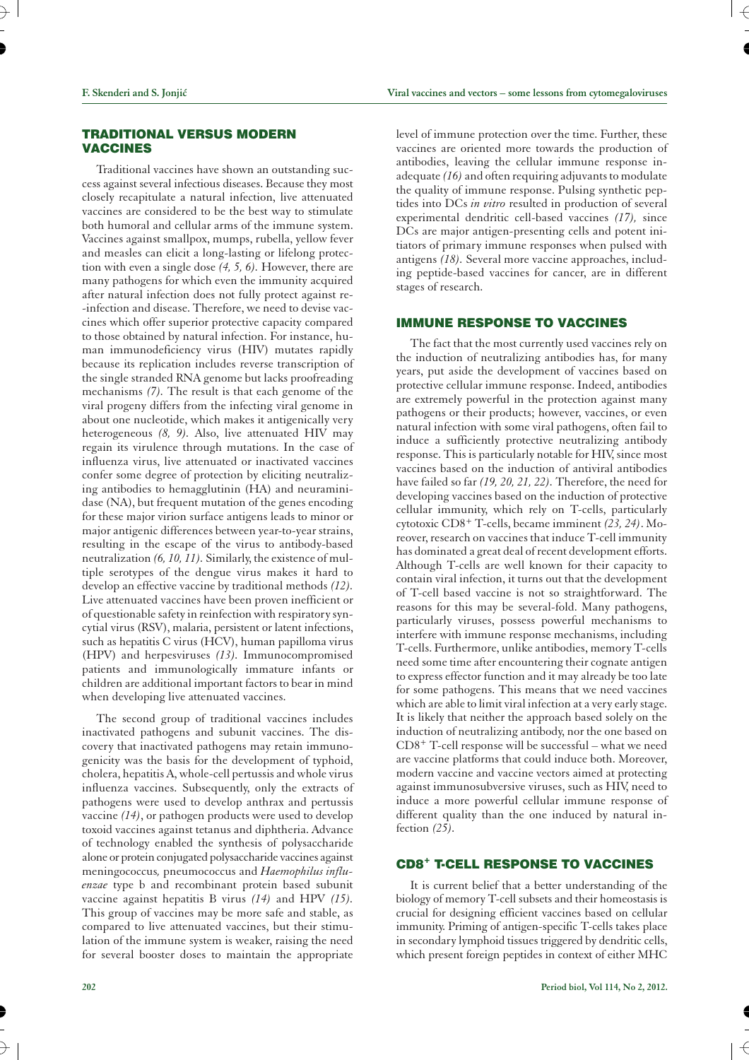## TRADITIONAL VERSUS MODERN VACCINES

Traditional vaccines have shown an outstanding success against several infectious diseases. Because they most closely recapitulate a natural infection, live attenuated vaccines are considered to be the best way to stimulate both humoral and cellular arms of the immune system. Vaccines against smallpox, mumps, rubella, yellow fever and measles can elicit a long-lasting or lifelong protection with even a single dose *(4, 5, 6)*. However, there are many pathogens for which even the immunity acquired after natural infection does not fully protect against re-infection and disease. Therefore, we need to devise vaccines which offer superior protective capacity compared to those obtained by natural infection. For instance, human immunodeficiency virus (HIV) mutates rapidly because its replication includes reverse transcription of the single stranded RNA genome but lacks proofreading mechanisms *(7)*. The result is that each genome of the viral progeny differs from the infecting viral genome in about one nucleotide, which makes it antigenically very heterogeneous *(8, 9)*. Also, live attenuated HIV may regain its virulence through mutations. In the case of influenza virus, live attenuated or inactivated vaccines confer some degree of protection by eliciting neutralizing antibodies to hemagglutinin (HA) and neuraminidase (NA), but frequent mutation of the genes encoding for these major virion surface antigens leads to minor or major antigenic differences between year-to-year strains, resulting in the escape of the virus to antibody-based neutralization *(6, 10, 11)*. Similarly, the existence of multiple serotypes of the dengue virus makes it hard to develop an effective vaccine by traditional methods *(12)*. Live attenuated vaccines have been proven inefficient or of questionable safety in reinfection with respiratory syncytial virus (RSV), malaria, persistent or latent infections, such as hepatitis C virus (HCV), human papilloma virus (HPV) and herpesviruses *(13)*. Immunocompromised patients and immunologically immature infants or children are additional important factors to bear in mind when developing live attenuated vaccines.

The second group of traditional vaccines includes inactivated pathogens and subunit vaccines. The discovery that inactivated pathogens may retain immunogenicity was the basis for the development of typhoid, cholera, hepatitis A, whole-cell pertussis and whole virus influenza vaccines. Subsequently, only the extracts of pathogens were used to develop anthrax and pertussis vaccine *(14)*, or pathogen products were used to develop toxoid vaccines against tetanus and diphtheria. Advance of technology enabled the synthesis of polysaccharide alone or protein conjugated polysaccharide vaccines against meningococcus*,* pneumococcus and *Haemophilus influenzae* type b and recombinant protein based subunit vaccine against hepatitis B virus *(14)* and HPV *(15)*. This group of vaccines may be more safe and stable, as compared to live attenuated vaccines, but their stimulation of the immune system is weaker, raising the need for several booster doses to maintain the appropriate level of immune protection over the time. Further, these vaccines are oriented more towards the production of antibodies, leaving the cellular immune response inadequate *(16)* and often requiring adjuvants to modulate the quality of immune response. Pulsing synthetic peptides into DCs *in vitro* resulted in production of several experimental dendritic cell-based vaccines *(17),* since DCs are major antigen-presenting cells and potent initiators of primary immune responses when pulsed with antigens *(18)*. Several more vaccine approaches, including peptide-based vaccines for cancer, are in different stages of research.

## IMMUNE RESPONSE TO VACCINES

The fact that the most currently used vaccines rely on the induction of neutralizing antibodies has, for many years, put aside the development of vaccines based on protective cellular immune response. Indeed, antibodies are extremely powerful in the protection against many pathogens or their products; however, vaccines, or even natural infection with some viral pathogens, often fail to induce a sufficiently protective neutralizing antibody response. This is particularly notable for HIV, since most vaccines based on the induction of antiviral antibodies have failed so far *(19, 20, 21, 22)*. Therefore, the need for developing vaccines based on the induction of protective cellular immunity, which rely on T-cells, particularly cytotoxic $CD8^+$ T-cells, became imminent *(23, 24)*. Moreover, research on vaccines that induce T-cell immunity has dominated a great deal of recent development efforts. Although T-cells are well known for their capacity to contain viral infection, it turns out that the development of T-cell based vaccine is not so straightforward. The reasons for this may be several-fold. Many pathogens, particularly viruses, possess powerful mechanisms to interfere with immune response mechanisms, including T-cells. Furthermore, unlike antibodies, memory T-cells need some time after encountering their cognate antigen to express effector function and it may already be too late for some pathogens. This means that we need vaccines which are able to limit viral infection at a very early stage. It is likely that neither the approach based solely on the induction of neutralizing antibody, nor the one based on $CD8^+$ T-cell response will be successful – what we need are vaccine platforms that could induce both. Moreover, modern vaccine and vaccine vectors aimed at protecting against immunosubversive viruses, such as HIV, need to induce a more powerful cellular immune response of different quality than the one induced by natural infection *(25)*.

## $CD8^+$ T-CELL RESPONSE TO VACCINES

It is current belief that a better understanding of the biology of memory T-cell subsets and their homeostasis is crucial for designing efficient vaccines based on cellular immunity. Priming of antigen-specific T-cells takes place in secondary lymphoid tissues triggered by dendritic cells, which present foreign peptides in context of either MHC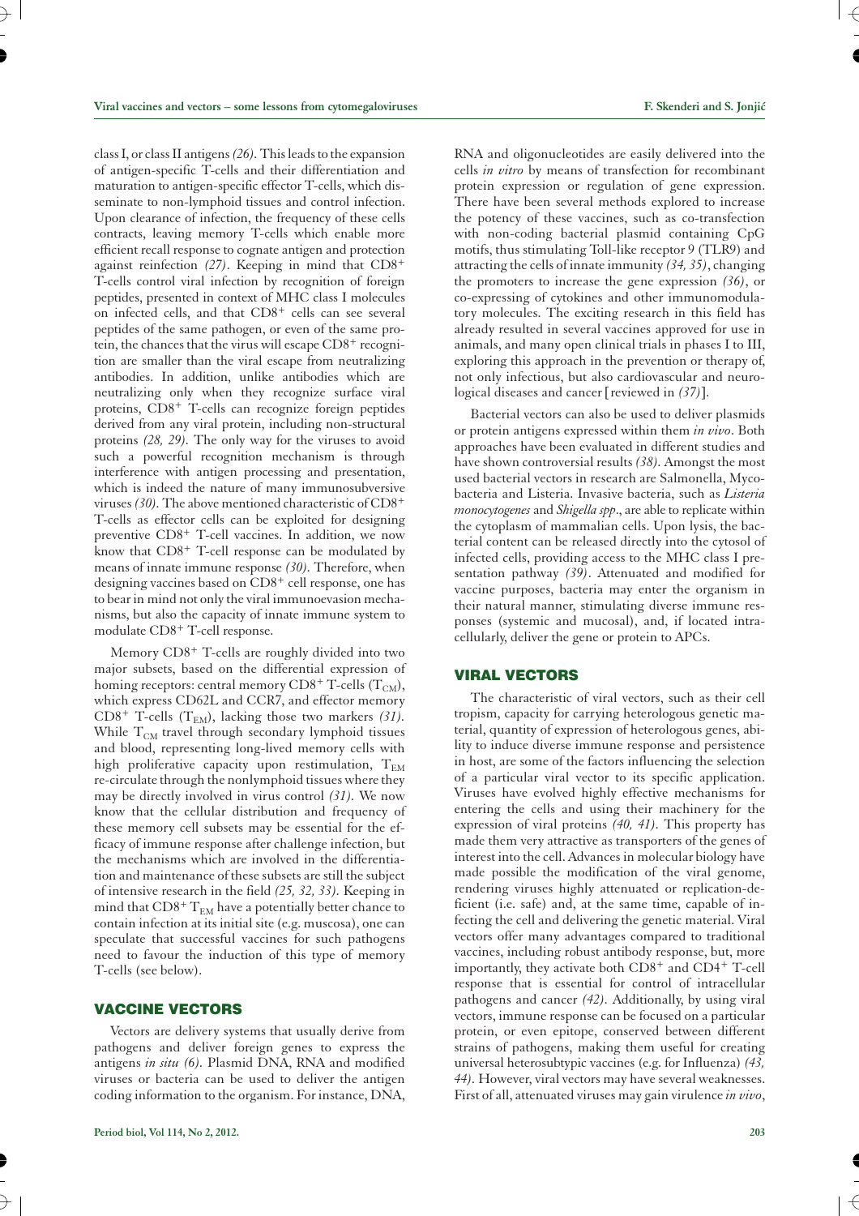class I, or class II antigens *(26)*. This leads to the expansion of antigen-specific T-cells and their differentiation and maturation to antigen-specific effector T-cells, which disseminate to non-lymphoid tissues and control infection. Upon clearance of infection, the frequency of these cells contracts, leaving memory T-cells which enable more efficient recall response to cognate antigen and protection against reinfection *(27)*. Keeping in mind that $CD8^+$ T-cells control viral infection by recognition of foreign peptides, presented in context of MHC class I molecules on infected cells, and that $CD8^+$ cells can see several peptides of the same pathogen, or even of the same protein, the chances that the virus will escape $CD8^+$ recognition are smaller than the viral escape from neutralizing antibodies. In addition, unlike antibodies which are neutralizing only when they recognize surface viral proteins, $CD8^+$ T-cells can recognize foreign peptides derived from any viral protein, including non-structural proteins *(28, 29)*. The only way for the viruses to avoid such a powerful recognition mechanism is through interference with antigen processing and presentation, which is indeed the nature of many immunosubversive viruses *(30)*. The above mentioned characteristic of $CD8^+$ T-cells as effector cells can be exploited for designing preventive $CD8^+$ T-cell vaccines. In addition, we now know that $CD8^+$ T-cell response can be modulated by means of innate immune response *(30)*. Therefore, when designing vaccines based on $CD8^+$ cell response, one has to bear in mind not only the viral immunoevasion mechanisms, but also the capacity of innate immune system to modulate $CD8^+$ T-cell response.

Memory $CD8^+$ T-cells are roughly divided into two major subsets, based on the differential expression of homing receptors: central memory $CD8^+$ T-cells ($T_{CM}$), which express CD62L and CCR7, and effector memory $CD8^+$ T-cells ($T_{EM}$), lacking those two markers *(31)*. While $T_{CM}$ travel through secondary lymphoid tissues and blood, representing long-lived memory cells with high proliferative capacity upon restimulation, $T_{EM}$ re-circulate through the nonlymphoid tissues where they may be directly involved in virus control *(31)*. We now know that the cellular distribution and frequency of these memory cell subsets may be essential for the efficacy of immune response after challenge infection, but the mechanisms which are involved in the differentiation and maintenance of these subsets are still the subject of intensive research in the field *(25, 32, 33)*. Keeping in mind that $CD8^+$ $T_{EM}$ have a potentially better chance to contain infection at its initial site (e.g. muscosa), one can speculate that successful vaccines for such pathogens need to favour the induction of this type of memory T-cells (see below).

## VACCINE VECTORS

Vectors are delivery systems that usually derive from pathogens and deliver foreign genes to express the antigens *in situ (6)*. Plasmid DNA, RNA and modified viruses or bacteria can be used to deliver the antigen coding information to the organism. For instance, DNA, RNA and oligonucleotides are easily delivered into the cells *in vitro* by means of transfection for recombinant protein expression or regulation of gene expression. There have been several methods explored to increase the potency of these vaccines, such as co-transfection with non-coding bacterial plasmid containing CpG motifs, thus stimulating Toll-like receptor 9 (TLR9) and attracting the cells of innate immunity *(34, 35)*, changing the promoters to increase the gene expression *(36)*, or co-expressing of cytokines and other immunomodulatory molecules. The exciting research in this field has already resulted in several vaccines approved for use in animals, and many open clinical trials in phases I to III, exploring this approach in the prevention or therapy of, not only infectious, but also cardiovascular and neurological diseases and cancer [reviewed in *(37)*].

Bacterial vectors can also be used to deliver plasmids or protein antigens expressed within them *in vivo*. Both approaches have been evaluated in different studies and have shown controversial results *(38)*. Amongst the most used bacterial vectors in research are Salmonella, Mycobacteria and Listeria. Invasive bacteria, such as *Listeria monocytogenes* and *Shigella spp*., are able to replicate within the cytoplasm of mammalian cells. Upon lysis, the bacterial content can be released directly into the cytosol of infected cells, providing access to the MHC class I presentation pathway *(39)*. Attenuated and modified for vaccine purposes, bacteria may enter the organism in their natural manner, stimulating diverse immune responses (systemic and mucosal), and, if located intracellularly, deliver the gene or protein to APCs.

## VIRAL VECTORS

The characteristic of viral vectors, such as their cell tropism, capacity for carrying heterologous genetic material, quantity of expression of heterologous genes, ability to induce diverse immune response and persistence in host, are some of the factors influencing the selection of a particular viral vector to its specific application. Viruses have evolved highly effective mechanisms for entering the cells and using their machinery for the expression of viral proteins *(40, 41)*. This property has made them very attractive as transporters of the genes of interest into the cell. Advances in molecular biology have made possible the modification of the viral genome, rendering viruses highly attenuated or replication-deficient (i.e. safe) and, at the same time, capable of infecting the cell and delivering the genetic material. Viral vectors offer many advantages compared to traditional vaccines, including robust antibody response, but, more importantly, they activate both $CD8^+$ and $CD4^+$ T-cell response that is essential for control of intracellular pathogens and cancer *(42)*. Additionally, by using viral vectors, immune response can be focused on a particular protein, or even epitope, conserved between different strains of pathogens, making them useful for creating universal heterosubtypic vaccines (e.g. for Influenza) *(43, 44)*. However, viral vectors may have several weaknesses. First of all, attenuated viruses may gain virulence *in vivo*,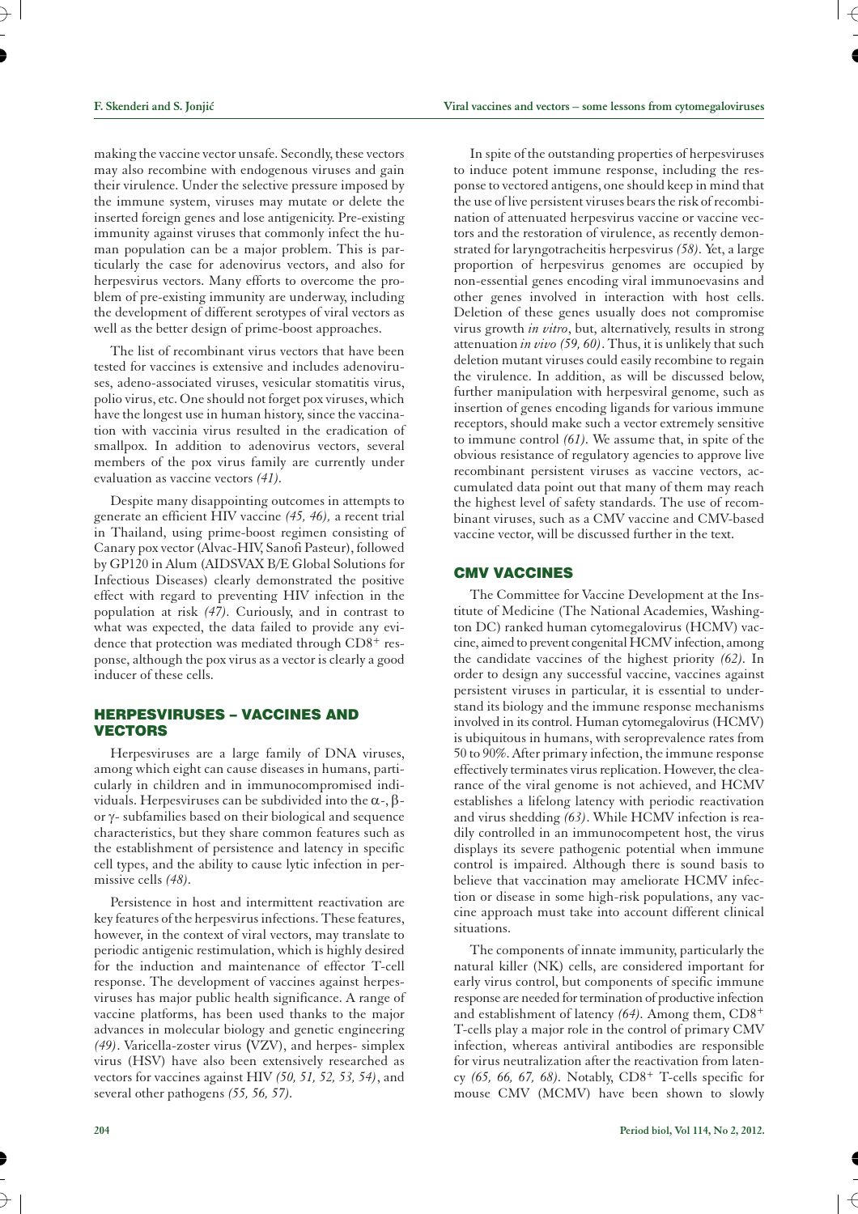making the vaccine vector unsafe. Secondly, these vectors may also recombine with endogenous viruses and gain their virulence. Under the selective pressure imposed by the immune system, viruses may mutate or delete the inserted foreign genes and lose antigenicity. Pre-existing immunity against viruses that commonly infect the human population can be a major problem. This is particularly the case for adenovirus vectors, and also for herpesvirus vectors. Many efforts to overcome the problem of pre-existing immunity are underway, including the development of different serotypes of viral vectors as well as the better design of prime-boost approaches.

The list of recombinant virus vectors that have been tested for vaccines is extensive and includes adenoviruses, adeno-associated viruses, vesicular stomatitis virus, polio virus, etc. One should not forget pox viruses, which have the longest use in human history, since the vaccination with vaccinia virus resulted in the eradication of smallpox. In addition to adenovirus vectors, several members of the pox virus family are currently under evaluation as vaccine vectors *(41)*.

Despite many disappointing outcomes in attempts to generate an efficient HIV vaccine *(45, 46),* a recent trial in Thailand, using prime-boost regimen consisting of Canary pox vector (Alvac-HIV, Sanofi Pasteur), followed by GP120 in Alum (AIDSVAX B/E Global Solutions for Infectious Diseases) clearly demonstrated the positive effect with regard to preventing HIV infection in the population at risk *(47)*. Curiously, and in contrast to what was expected, the data failed to provide any evidence that protection was mediated through $CD8^+$ response, although the pox virus as a vector is clearly a good inducer of these cells.

## HERPESVIRUSES – VACCINES AND VECTORS

Herpesviruses are a large family of DNA viruses, among which eight can cause diseases in humans, particularly in children and in immunocompromised individuals. Herpesviruses can be subdivided into the α-, β- or γ- subfamilies based on their biological and sequence characteristics, but they share common features such as the establishment of persistence and latency in specific cell types, and the ability to cause lytic infection in permissive cells *(48)*.

Persistence in host and intermittent reactivation are key features of the herpesvirus infections. These features, however, in the context of viral vectors, may translate to periodic antigenic restimulation, which is highly desired for the induction and maintenance of effector T-cell response. The development of vaccines against herpesviruses has major public health significance. A range of vaccine platforms, has been used thanks to the major advances in molecular biology and genetic engineering *(49)*. Varicella-zoster virus (VZV), and herpes- simplex virus (HSV) have also been extensively researched as vectors for vaccines against HIV *(50, 51, 52, 53, 54)*, and several other pathogens *(55, 56, 57)*.

In spite of the outstanding properties of herpesviruses to induce potent immune response, including the response to vectored antigens, one should keep in mind that the use of live persistent viruses bears the risk of recombination of attenuated herpesvirus vaccine or vaccine vectors and the restoration of virulence, as recently demonstrated for laryngotracheitis herpesvirus *(58)*. Yet, a large proportion of herpesvirus genomes are occupied by non-essential genes encoding viral immunoevasins and other genes involved in interaction with host cells. Deletion of these genes usually does not compromise virus growth *in vitro*, but, alternatively, results in strong attenuation *in vivo (59, 60)*. Thus, it is unlikely that such deletion mutant viruses could easily recombine to regain the virulence. In addition, as will be discussed below, further manipulation with herpesviral genome, such as insertion of genes encoding ligands for various immune receptors, should make such a vector extremely sensitive to immune control *(61)*. We assume that, in spite of the obvious resistance of regulatory agencies to approve live recombinant persistent viruses as vaccine vectors, accumulated data point out that many of them may reach the highest level of safety standards. The use of recombinant viruses, such as a CMV vaccine and CMV-based vaccine vector, will be discussed further in the text.

## CMV VACCINES

The Committee for Vaccine Development at the Institute of Medicine (The National Academies, Washington DC) ranked human cytomegalovirus (HCMV) vaccine, aimed to prevent congenital HCMV infection, among the candidate vaccines of the highest priority *(62)*. In order to design any successful vaccine, vaccines against persistent viruses in particular, it is essential to understand its biology and the immune response mechanisms involved in its control. Human cytomegalovirus (HCMV) is ubiquitous in humans, with seroprevalence rates from 50 to 90%. After primary infection, the immune response effectively terminates virus replication. However, the clearance of the viral genome is not achieved, and HCMV establishes a lifelong latency with periodic reactivation and virus shedding *(63)*. While HCMV infection is readily controlled in an immunocompetent host, the virus displays its severe pathogenic potential when immune control is impaired. Although there is sound basis to believe that vaccination may ameliorate HCMV infection or disease in some high-risk populations, any vaccine approach must take into account different clinical situations.

The components of innate immunity, particularly the natural killer (NK) cells, are considered important for early virus control, but components of specific immune response are needed for termination of productive infection and establishment of latency *(64)*. Among them, $CD8^+$ T-cells play a major role in the control of primary CMV infection, whereas antiviral antibodies are responsible for virus neutralization after the reactivation from latency *(65, 66, 67, 68)*. Notably, $CD8^+$ T-cells specific for mouse CMV (MCMV) have been shown to slowly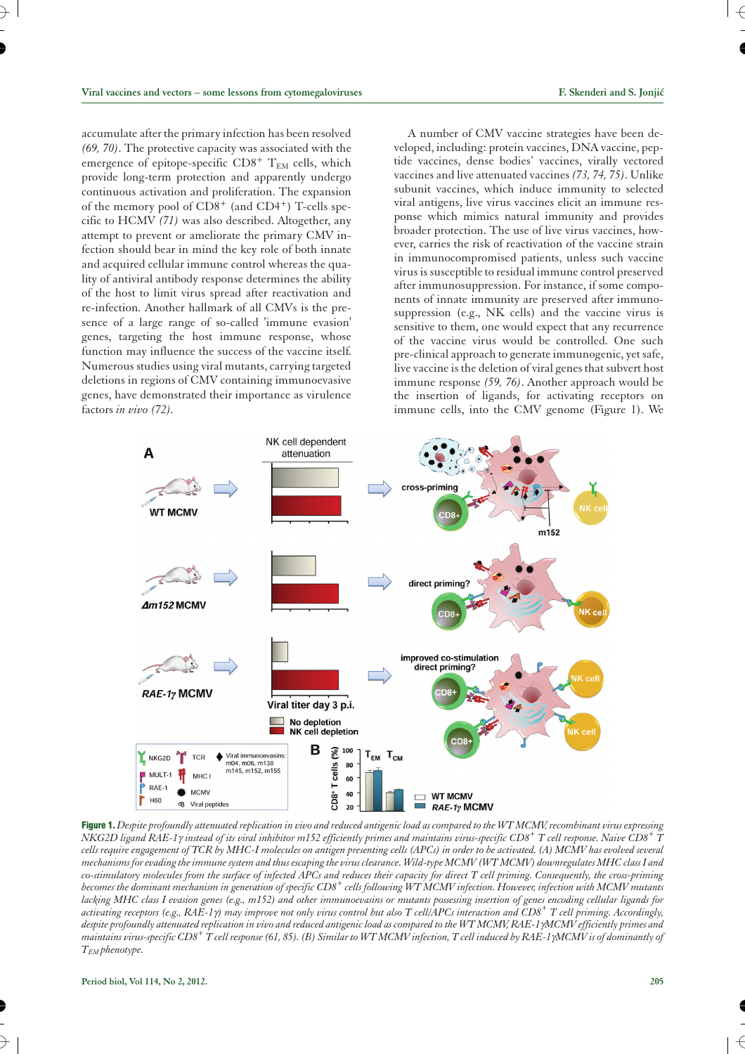accumulate after the primary infection has been resolved *(69, 70)*. The protective capacity was associated with the emergence of epitope-specific CD8$^{+}$ T$_{EM}$ cells, which provide long-term protection and apparently undergo continuous activation and proliferation. The expansion of the memory pool of CD8$^{+}$ (and CD4$^{+}$) T-cells specific to HCMV *(71)* was also described. Altogether, any attempt to prevent or ameliorate the primary CMV infection should bear in mind the key role of both innate and acquired cellular immune control whereas the quality of antiviral antibody response determines the ability of the host to limit virus spread after reactivation and re-infection. Another hallmark of all CMVs is the presence of a large range of so-called 'immune evasion' genes, targeting the host immune response, whose function may influence the success of the vaccine itself. Numerous studies using viral mutants, carrying targeted deletions in regions of CMV containing immunoevasive genes, have demonstrated their importance as virulence factors *in vivo (72)*.

A number of CMV vaccine strategies have been developed, including: protein vaccines, DNA vaccine, peptide vaccines, dense bodies' vaccines, virally vectored vaccines and live attenuated vaccines *(73, 74, 75)*. Unlike subunit vaccines, which induce immunity to selected viral antigens, live virus vaccines elicit an immune response which mimics natural immunity and provides broader protection. The use of live virus vaccines, however, carries the risk of reactivation of the vaccine strain in immunocompromised patients, unless such vaccine virus is susceptible to residual immune control preserved after immunosuppression. For instance, if some components of innate immunity are preserved after immunosuppression (e.g., NK cells) and the vaccine virus is sensitive to them, one would expect that any recurrence of the vaccine virus would be controlled. One such pre-clinical approach to generate immunogenic, yet safe, live vaccine is the deletion of viral genes that subvert host immune response *(59, 76)*. Another approach would be the insertion of ligands, for activating receptors on immune cells, into the CMV genome (Figure 1). We

**Figure 1.** *Despite profoundly attenuated replication in vivo and reduced antigenic load as compared to the WT MCMV, recombinant virus expressing NKG2D ligand RAE-1γ instead of its viral inhibitor m152 efficiently primes and maintains virus-specific CD8$^{+}$ T cell response. Naive CD8$^{+}$ T cells require engagement of TCR by MHC-I molecules on antigen presenting cells (APCs) in order to be activated. (A) MCMV has evolved several mechanisms for evading the immune system and thus escaping the virus clearance. Wild-type MCMV (WT MCMV) downregulates MHC class I and co-stimulatory molecules from the surface of infected APCs and reduces their capacity for direct T cell priming. Consequently, the cross-priming becomes the dominant mechanism in generation of specific CD8$^{+}$ cells following WT MCMV infection. However, infection with MCMV mutants lacking MHC class I evasion genes (e.g., m152) and other immunoevasins or mutants possessing insertion of genes encoding cellular ligands for activating receptors (e.g., RAE-1γ) may improve not only virus control but also T cell/APCs interaction and CD8$^{+}$ T cell priming. Accordingly, despite profoundly attenuated replication in vivo and reduced antigenic load as compared to the WT MCMV, RAE-1γMCMV efficiently primes and maintains virus-specific CD8$^{+}$ T cell response (61, 85). (B) Similar to WT MCMV infection, T cell induced by RAE-1γMCMV is of dominantly of T$_{EM}$ phenotype.*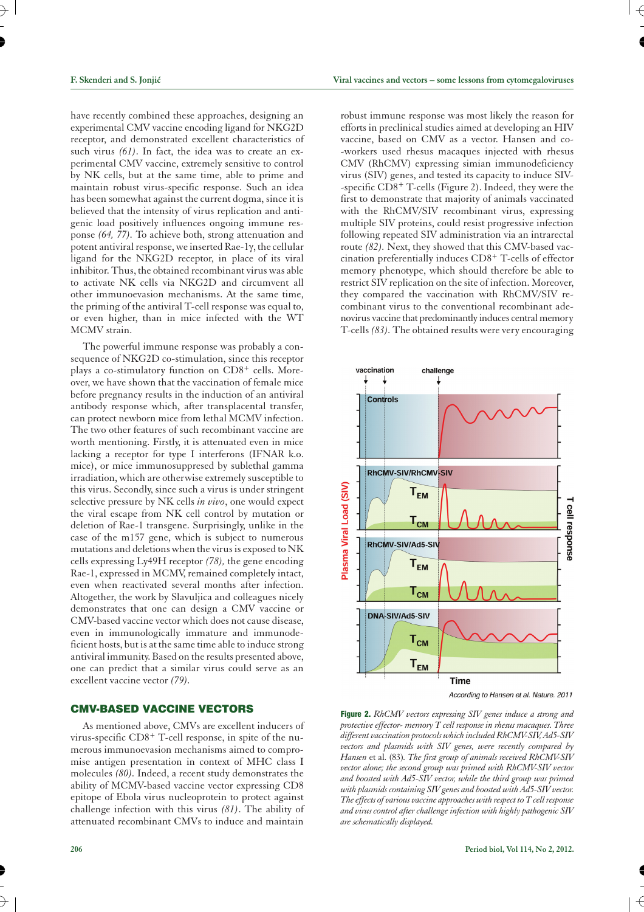have recently combined these approaches, designing an experimental CMV vaccine encoding ligand for NKG2D receptor, and demonstrated excellent characteristics of such virus *(61)*. In fact, the idea was to create an experimental CMV vaccine, extremely sensitive to control by NK cells, but at the same time, able to prime and maintain robust virus-specific response. Such an idea has been somewhat against the current dogma, since it is believed that the intensity of virus replication and antigenic load positively influences ongoing immune response *(64, 77)*. To achieve both, strong attenuation and potent antiviral response, we inserted Rae-1γ, the cellular ligand for the NKG2D receptor, in place of its viral inhibitor. Thus, the obtained recombinant virus was able to activate NK cells via NKG2D and circumvent all other immunoevasion mechanisms. At the same time, the priming of the antiviral T-cell response was equal to, or even higher, than in mice infected with the WT MCMV strain.

The powerful immune response was probably a consequence of NKG2D co-stimulation, since this receptor plays a co-stimulatory function on CD8$^+$ cells. Moreover, we have shown that the vaccination of female mice before pregnancy results in the induction of an antiviral antibody response which, after transplacental transfer, can protect newborn mice from lethal MCMV infection. The two other features of such recombinant vaccine are worth mentioning. Firstly, it is attenuated even in mice lacking a receptor for type I interferons (IFNAR k.o. mice), or mice immunosuppresed by sublethal gamma irradiation, which are otherwise extremely susceptible to this virus. Secondly, since such a virus is under stringent selective pressure by NK cells *in vivo*, one would expect the viral escape from NK cell control by mutation or deletion of Rae-1 transgene. Surprisingly, unlike in the case of the m157 gene, which is subject to numerous mutations and deletions when the virus is exposed to NK cells expressing Ly49H receptor *(78)*, the gene encoding Rae-1, expressed in MCMV, remained completely intact, even when reactivated several months after infection. Altogether, the work by Slavuljica and colleagues nicely demonstrates that one can design a CMV vaccine or CMV-based vaccine vector which does not cause disease, even in immunologically immature and immunodeficient hosts, but is at the same time able to induce strong antiviral immunity. Based on the results presented above, one can predict that a similar virus could serve as an excellent vaccine vector *(79)*.

## CMV-BASED VACCINE VECTORS

As mentioned above, CMVs are excellent inducers of virus-specific CD8$^+$ T-cell response, in spite of the numerous immunoevasion mechanisms aimed to compromise antigen presentation in context of MHC class I molecules *(80)*. Indeed, a recent study demonstrates the ability of MCMV-based vaccine vector expressing CD8 epitope of Ebola virus nucleoprotein to protect against challenge infection with this virus *(81)*. The ability of attenuated recombinant CMVs to induce and maintain robust immune response was most likely the reason for efforts in preclinical studies aimed at developing an HIV vaccine, based on CMV as a vector. Hansen and co-workers used rhesus macaques injected with rhesus CMV (RhCMV) expressing simian immunodeficiency virus (SIV) genes, and tested its capacity to induce SIV-specific CD8$^+$ T-cells (Figure 2). Indeed, they were the first to demonstrate that majority of animals vaccinated with the RhCMV/SIV recombinant virus, expressing multiple SIV proteins, could resist progressive infection following repeated SIV administration via an intrarectal route *(82)*. Next, they showed that this CMV-based vaccination preferentially induces CD8$^+$ T-cells of effector memory phenotype, which should therefore be able to restrict SIV replication on the site of infection. Moreover, they compared the vaccination with RhCMV/SIV recombinant virus to the conventional recombinant adenovirus vaccine that predominantly induces central memory T-cells *(83)*. The obtained results were very encouraging

**Figure 2.** *RhCMV vectors expressing SIV genes induce a strong and protective effector- memory T cell response in rhesus macaques. Three different vaccination protocols which included RhCMV-SIV, Ad5-SIV vectors and plasmids with SIV genes, were recently compared by Hansen* et al. *(83). The first group of animals received RhCMV-SIV vector alone; the second group was primed with RhCMV-SIV vector and boosted with Ad5-SIV vector, while the third group was primed with plasmids containing SIV genes and boosted with Ad5-SIV vector. The effects of various vaccine approaches with respect to T cell response and virus control after challenge infection with highly pathogenic SIV are schematically displayed.*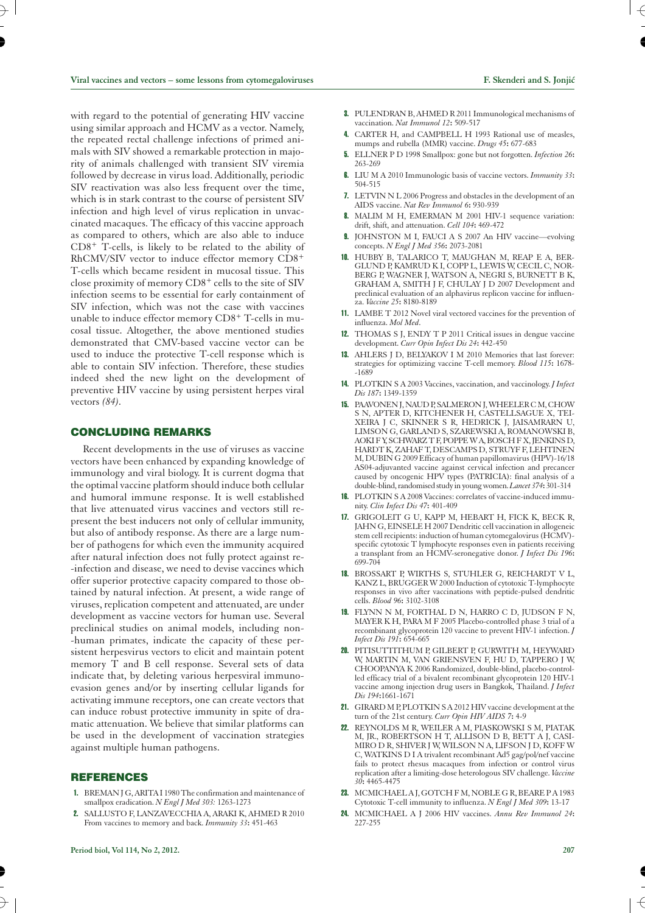with regard to the potential of generating HIV vaccine using similar approach and HCMV as a vector. Namely, the repeated rectal challenge infections of primed animals with SIV showed a remarkable protection in majority of animals challenged with transient SIV viremia followed by decrease in virus load. Additionally, periodic SIV reactivation was also less frequent over the time, which is in stark contrast to the course of persistent SIV infection and high level of virus replication in unvaccinated macaques. The efficacy of this vaccine approach as compared to others, which are also able to induce $CD8^+$ T-cells, is likely to be related to the ability of RhCMV/SIV vector to induce effector memory $CD8^+$ T-cells which became resident in mucosal tissue. This close proximity of memory $CD8^+$ cells to the site of SIV infection seems to be essential for early containment of SIV infection, which was not the case with vaccines unable to induce effector memory $CD8^+$ T-cells in mucosal tissue. Altogether, the above mentioned studies demonstrated that CMV-based vaccine vector can be used to induce the protective T-cell response which is able to contain SIV infection. Therefore, these studies indeed shed the new light on the development of preventive HIV vaccine by using persistent herpes viral vectors *(84)*.

## CONCLUDING REMARKS

Recent developments in the use of viruses as vaccine vectors have been enhanced by expanding knowledge of immunology and viral biology. It is current dogma that the optimal vaccine platform should induce both cellular and humoral immune response. It is well established that live attenuated virus vaccines and vectors still represent the best inducers not only of cellular immunity, but also of antibody response. As there are a large number of pathogens for which even the immunity acquired after natural infection does not fully protect against re-infection and disease, we need to devise vaccines which offer superior protective capacity compared to those obtained by natural infection. At present, a wide range of viruses, replication competent and attenuated, are under development as vaccine vectors for human use. Several preclinical studies on animal models, including non-human primates, indicate the capacity of these persistent herpesvirus vectors to elicit and maintain potent memory T and B cell response. Several sets of data indicate that, by deleting various herpesviral immunoevasion genes and/or by inserting cellular ligands for activating immune receptors, one can create vectors that can induce robust protective immunity in spite of dramatic attenuation. We believe that similar platforms can be used in the development of vaccination strategies against multiple human pathogens.

## REFERENCES

1. BREMAN J G, ARITA I 1980 The confirmation and maintenance of smallpox eradication. *N Engl J Med 303:* 1263-1273
2. SALLUSTO F, LANZAVECCHIA A, ARAKI K, AHMED R 2010 From vaccines to memory and back. *Immunity 33*: 451-463
3. PULENDRAN B, AHMED R 2011 Immunological mechanisms of vaccination. *Nat Immunol 12*: 509-517
4. CARTER H, and CAMPBELL H 1993 Rational use of measles, mumps and rubella (MMR) vaccine. *Drugs 45*: 677-683
5. ELLNER P D 1998 Smallpox: gone but not forgotten. *Infection 26*: 263-269
6. LIU M A 2010 Immunologic basis of vaccine vectors. *Immunity 33*: 504-515
7. LETVIN N L 2006 Progress and obstacles in the development of an AIDS vaccine. *Nat Rev Immunol 6*: 930-939
8. MALIM M H, EMERMAN M 2001 HIV-1 sequence variation: drift, shift, and attenuation. *Cell 104*: 469-472
9. JOHNSTON M I, FAUCI A S 2007 An HIV vaccine—evolving concepts. *N Engl J Med 356*: 2073-2081
10. HUBBY B, TALARICO T, MAUGHAN M, REAP E A, BERGLUND P, KAMRUD K I, COPP L, LEWIS W, CECIL C, NORBERG P, WAGNER J, WATSON A, NEGRI S, BURNETT B K, GRAHAM A, SMITH J F, CHULAY J D 2007 Development and preclinical evaluation of an alphavirus replicon vaccine for influenza. *Vaccine 25*: 8180-8189
11. LAMBE T 2012 Novel viral vectored vaccines for the prevention of influenza. *Mol Med*.
12. THOMAS S J, ENDY T P 2011 Critical issues in dengue vaccine development. *Curr Opin Infect Dis 24*: 442-450
13. AHLERS J D, BELYAKOV I M 2010 Memories that last forever: strategies for optimizing vaccine T-cell memory. *Blood 115*: 1678--1689
14. PLOTKIN S A 2003 Vaccines, vaccination, and vaccinology. *J Infect Dis 187*: 1349-1359
15. PAAVONEN J, NAUD P, SALMERON J, WHEELER C M, CHOW S N, APTER D, KITCHENER H, CASTELLSAGUE X, TEIXEIRA J C, SKINNER S R, HEDRICK J, JAISAMRARN U, LIMSON G, GARLAND S, SZAREWSKI A, ROMANOWSKI B, AOKI F Y, SCHWARZ T F, POPPE W A, BOSCH F X, JENKINS D, HARDT K, ZAHAF T, DESCAMPS D, STRUYF F, LEHTINEN M, DUBIN G 2009 Efficacy of human papillomavirus (HPV)-16/18 AS04-adjuvanted vaccine against cervical infection and precancer caused by oncogenic HPV types (PATRICIA): final analysis of a double-blind, randomised study in young women. *Lancet 374*: 301-314
16. PLOTKIN S A 2008 Vaccines: correlates of vaccine-induced immunity. *Clin Infect Dis 47*: 401-409
17. GRIGOLEIT G U, KAPP M, HEBART H, FICK K, BECK R, JAHN G, EINSELE H 2007 Dendritic cell vaccination in allogeneic stem cell recipients: induction of human cytomegalovirus (HCMV)-specific cytotoxic T lymphocyte responses even in patients receiving a transplant from an HCMV-seronegative donor. *J Infect Dis 196*: 699-704
18. BROSSART P, WIRTHS S, STUHLER G, REICHARDT V L, KANZ L, BRUGGER W 2000 Induction of cytotoxic T-lymphocyte responses in vivo after vaccinations with peptide-pulsed dendritic cells. *Blood 96*: 3102-3108
19. FLYNN N M, FORTHAL D N, HARRO C D, JUDSON F N, MAYER K H, PARA M F 2005 Placebo-controlled phase 3 trial of a recombinant glycoprotein 120 vaccine to prevent HIV-1 infection. *J Infect Dis 191*: 654-665
20. PITISUTTITHUM P, GILBERT P, GURWITH M, HEYWARD W, MARTIN M, VAN GRIENSVEN F, HU D, TAPPERO J W, CHOOPANYA K 2006 Randomized, double-blind, placebo-controlled efficacy trial of a bivalent recombinant glycoprotein 120 HIV-1 vaccine among injection drug users in Bangkok, Thailand. *J Infect Dis 194*:1661-1671
21. GIRARD M P, PLOTKIN S A 2012 HIV vaccine development at the turn of the 21st century. *Curr Opin HIV AIDS 7*: 4-9
22. REYNOLDS M R, WEILER A M, PIASKOWSKI S M, PIATAK M, JR., ROBERTSON H T, ALLISON D B, BETT A J, CASIMIRO D R, SHIVER J W, WILSON N A, LIFSON J D, KOFF W C, WATKINS D I A trivalent recombinant Ad5 gag/pol/nef vaccine fails to protect rhesus macaques from infection or control virus replication after a limiting-dose heterologous SIV challenge. *Vaccine 30*: 4465-4475
23. MCMICHAEL A J, GOTCH F M, NOBLE G R, BEARE P A 1983 Cytotoxic T-cell immunity to influenza. *N Engl J Med 309*: 13-17
24. MCMICHAEL A J 2006 HIV vaccines. *Annu Rev Immunol 24*: 227-255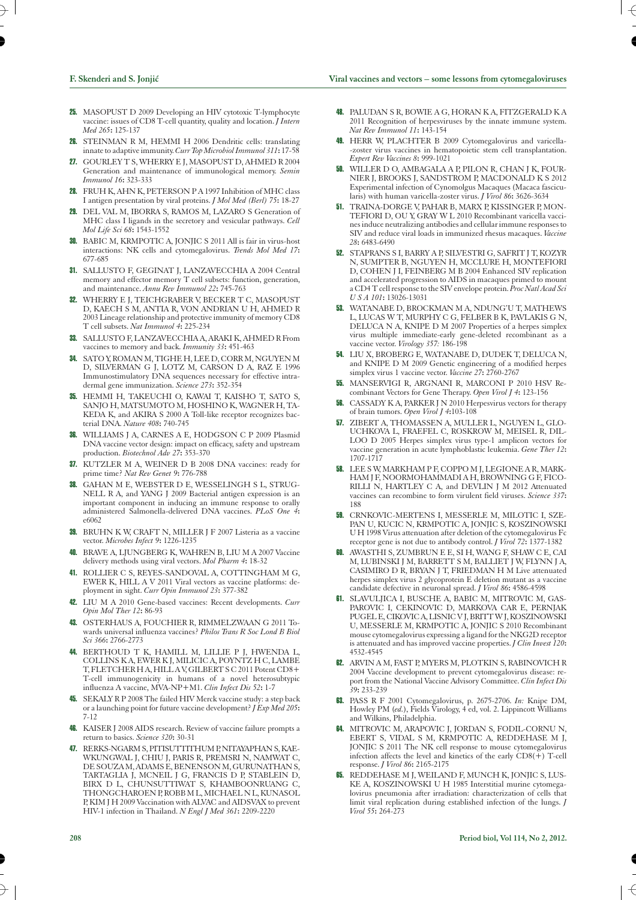25. MASOPUST D 2009 Developing an HIV cytotoxic T-lymphocyte vaccine: issues of CD8 T-cell quantity, quality and location. *J Intern Med 265*: 125-137

26. STEINMAN R M, HEMMI H 2006 Dendritic cells: translating innate to adaptive immunity. *Curr Top Microbiol Immunol 311*: 17-58

27. GOURLEY T S, WHERRY E J, MASOPUST D, AHMED R 2004 Generation and maintenance of immunological memory. *Semin Immunol 16*: 323-333

28. FRUH K, AHN K, PETERSON P A 1997 Inhibition of MHC class I antigen presentation by viral proteins. *J Mol Med (Berl) 75*: 18-27

29. DEL VAL M, IBORRA S, RAMOS M, LAZARO S Generation of MHC class I ligands in the secretory and vesicular pathways. *Cell Mol Life Sci 68*: 1543-1552

30. BABIC M, KRMPOTIC A, JONJIC S 2011 All is fair in virus-host interactions: NK cells and cytomegalovirus. *Trends Mol Med 17*: 677-685

31. SALLUSTO F, GEGINAT J, LANZAVECCHIA A 2004 Central memory and effector memory T cell subsets: function, generation, and maintenance. *Annu Rev Immunol 22*: 745-763

32. WHERRY E J, TEICHGRABER V, BECKER T C, MASOPUST D, KAECH S M, ANTIA R, VON ANDRIAN U H, AHMED R 2003 Lineage relationship and protective immunity of memory CD8 T cell subsets. *Nat Immunol 4*: 225-234

33. SALLUSTO F, LANZAVECCHIA A, ARAKI K, AHMED R From vaccines to memory and back. *Immunity 33*: 451-463

34. SATO Y, ROMAN M, TIGHE H, LEE D, CORR M, NGUYEN M D, SILVERMAN G J, LOTZ M, CARSON D A, RAZ E 1996 Immunostimulatory DNA sequences necessary for effective intradermal gene immunization. *Science 273*: 352-354

35. HEMMI H, TAKEUCHI O, KAWAI T, KAISHO T, SATO S, SANJO H, MATSUMOTO M, HOSHINO K, WAGNER H, TAKEDA K, and AKIRA S 2000 A Toll-like receptor recognizes bacterial DNA. *Nature 408*: 740-745

36. WILLIAMS J A, CARNES A E, HODGSON C P 2009 Plasmid DNA vaccine vector design: impact on efficacy, safety and upstream production. *Biotechnol Adv 27*: 353-370

37. KUTZLER M A, WEINER D B 2008 DNA vaccines: ready for prime time? *Nat Rev Genet 9*: 776-788

38. GAHAN M E, WEBSTER D E, WESSELINGH S L, STRUGNELL R A, and YANG J 2009 Bacterial antigen expression is an important component in inducing an immune response to orally administered Salmonella-delivered DNA vaccines. *PLoS One 4*: e6062

39. BRUHN K W, CRAFT N, MILLER J F 2007 Listeria as a vaccine vector. *Microbes Infect 9*: 1226-1235

40. BRAVE A, LJUNGBERG K, WAHREN B, LIU M A 2007 Vaccine delivery methods using viral vectors. *Mol Pharm 4*: 18-32

41. ROLLIER C S, REYES-SANDOVAL A, COTTINGHAM M G, EWER K, HILL A V 2011 Viral vectors as vaccine platforms: deployment in sight. *Curr Opin Immunol 23*: 377-382

42. LIU M A 2010 Gene-based vaccines: Recent developments. *Curr Opin Mol Ther 12*: 86-93

43. OSTERHAUS A, FOUCHIER R, RIMMELZWAAN G 2011 Towards universal influenza vaccines? *Philos Trans R Soc Lond B Biol Sci 366*: 2766-2773

44. BERTHOUD T K, HAMILL M, LILLIE P J, HWENDA L, COLLINS K A, EWER K J, MILICIC A, POYNTZ H C, LAMBE T, FLETCHER H A, HILL A V, GILBERT S C 2011 Potent CD8+ T-cell immunogenicity in humans of a novel heterosubtypic influenza A vaccine, MVA-NP+M1. *Clin Infect Dis 52*: 1-7

45. SEKALY R P 2008 The failed HIV Merck vaccine study: a step back or a launching point for future vaccine development? *J Exp Med 205*: 7-12

46. KAISER J 2008 AIDS research. Review of vaccine failure prompts a return to basics. *Science 320*: 30-31

47. RERKS-NGARM S, PITISUTTITHUM P, NITAYAPHAN S, KAEWKUNGWAL J, CHIU J, PARIS R, PREMSRI N, NAMWAT C, DE SOUZA M, ADAMS E, BENENSON M, GURUNATHAN S, TARTAGLIA J, MCNEIL J G, FRANCIS D P, STABLEIN D, BIRX D L, CHUNSUTTIWAT S, KHAMBOONRUANG C, THONGCHAROEN P, ROBB M L, MICHAEL N L, KUNASOL P, KIM J H 2009 Vaccination with ALVAC and AIDSVAX to prevent HIV-1 infection in Thailand. *N Engl J Med 361*: 2209-2220

48. PALUDAN S R, BOWIE A G, HORAN K A, FITZGERALD K A 2011 Recognition of herpesviruses by the innate immune system. *Nat Rev Immunol 11*: 143-154

49. HERR W, PLACHTER B 2009 Cytomegalovirus and varicella-zoster virus vaccines in hematopoietic stem cell transplantation. *Expert Rev Vaccines 8*: 999-1021

50. WILLER D O, AMBAGALA A P, PILON R, CHAN J K, FOURNIER J, BROOKS J, SANDSTROM P, MACDONALD K S 2012 Experimental infection of Cynomolgus Macaques (Macaca fascicularis) with human varicella-zoster virus. *J Virol 86*: 3626-3634

51. TRAINA-DORGE V, PAHAR B, MARX P, KISSINGER P, MONTEFIORI D, OU Y, GRAY W L 2010 Recombinant varicella vaccines induce neutralizing antibodies and cellular immune responses to SIV and reduce viral loads in immunized rhesus macaques. *Vaccine 28*: 6483-6490

52. STAPRANS S I, BARRY A P, SILVESTRI G, SAFRIT J T, KOZYR N, SUMPTER B, NGUYEN H, MCCLURE H, MONTEFIORI D, COHEN J I, FEINBERG M B 2004 Enhanced SIV replication and accelerated progression to AIDS in macaques primed to mount a CD4 T cell response to the SIV envelope protein. *Proc Natl Acad Sci U S A 101*: 13026-13031

53. WATANABE D, BROCKMAN M A, NDUNG'U T, MATHEWS L, LUCAS W T, MURPHY C G, FELBER B K, PAVLAKIS G N, DELUCA N A, KNIPE D M 2007 Properties of a herpes simplex virus multiple immediate-early gene-deleted recombinant as a vaccine vector. *Virology 357:* 186-198

54. LIU X, BROBERG E, WATANABE D, DUDEK T, DELUCA N, and KNIPE D M 2009 Genetic engineering of a modified herpes simplex virus 1 vaccine vector. *Vaccine 27*: 2760-2767

55. MANSERVIGI R, ARGNANI R, MARCONI P 2010 HSV Recombinant Vectors for Gene Therapy. *Open Virol J 4*: 123-156

56. CASSADY K A, PARKER J N 2010 Herpesvirus vectors for therapy of brain tumors. *Open Virol J 4*:103-108

57. ZIBERT A, THOMASSEN A, MULLER L, NGUYEN L, GLOUCHKOVA L, FRAEFEL C, ROSKROW M, MEISEL R, DILLOO D 2005 Herpes simplex virus type-1 amplicon vectors for vaccine generation in acute lymphoblastic leukemia. *Gene Ther 12*: 1707-1717

58. LEE S W, MARKHAM P F, COPPO M J, LEGIONE A R, MARKHAM J F, NOORMOHAMMADI A H, BROWNING G F, FICORILLI N, HARTLEY C A, and DEVLIN J M 2012 Attenuated vaccines can recombine to form virulent field viruses. *Science 337*: 188

59. CRNKOVIC-MERTENS I, MESSERLE M, MILOTIC I, SZEPAN U, KUCIC N, KRMPOTIC A, JONJIC S, KOSZINOWSKI U H 1998 Virus attenuation after deletion of the cytomegalovirus Fc receptor gene is not due to antibody control. *J Virol 72*: 1377-1382

60. AWASTHI S, ZUMBRUN E E, SI H, WANG F, SHAW C E, CAI M, LUBINSKI J M, BARRETT S M, BALLIET J W, FLYNN J A, CASIMIRO D R, BRYAN J T, FRIEDMAN H M Live attenuated herpes simplex virus 2 glycoprotein E deletion mutant as a vaccine candidate defective in neuronal spread. *J Virol 86*: 4586-4598

61. SLAVULJICA I, BUSCHE A, BABIC M, MITROVIC M, GASPAROVIC I, CEKINOVIC D, MARKOVA CAR E, PERNJAK PUGEL E, CIKOVIC A, LISNIC V J, BRITT W J, KOSZINOWSKI U, MESSERLE M, KRMPOTIC A, JONJIC S 2010 Recombinant mouse cytomegalovirus expressing a ligand for the NKG2D receptor is attenuated and has improved vaccine properties. *J Clin Invest 120*: 4532-4545

62. ARVIN A M, FAST P, MYERS M, PLOTKIN S, RABINOVICH R 2004 Vaccine development to prevent cytomegalovirus disease: report from the National Vaccine Advisory Committee. *Clin Infect Dis 39*: 233-239

63. PASS R F 2001 Cytomegalovirus, p. 2675-2706. *In:* Knipe DM, Howley PM (*ed.*), Fields Virology, 4 ed, vol. 2. Lippincott Williams and Wilkins, Philadelphia.

64. MITROVIC M, ARAPOVIC J, JORDAN S, FODIL-CORNU N, EBERT S, VIDAL S M, KRMPOTIC A, REDDEHASE M J, JONJIC S 2011 The NK cell response to mouse cytomegalovirus infection affects the level and kinetics of the early CD8(+) T-cell response. *J Virol 86*: 2165-2175

65. REDDEHASE M J, WEILAND F, MUNCH K, JONJIC S, LUSKE A, KOSZINOWSKI U H 1985 Interstitial murine cytomegalovirus pneumonia after irradiation: characterization of cells that limit viral replication during established infection of the lungs. *J Virol 55*: 264-273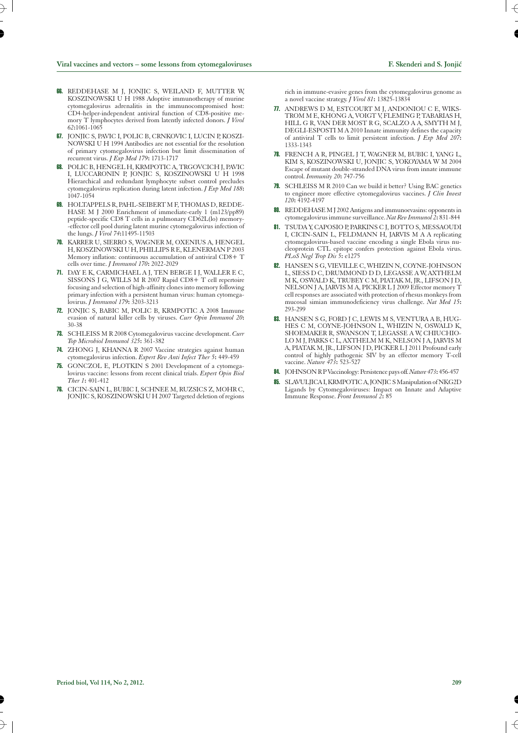66. REDDEHASE M J, JONJIC S, WEILAND F, MUTTER W, KOSZINOWSKI U H 1988 Adoptive immunotherapy of murine cytomegalovirus adrenalitis in the immunocompromised host: CD4-helper-independent antiviral function of CD8-positive memory T lymphocytes derived from latently infected donors. *J Virol 62*:1061-1065

67. JONJIC S, PAVIC I, POLIC B, CRNKOVIC I, LUCIN P, KOSZINOWSKI U H 1994 Antibodies are not essential for the resolution of primary cytomegalovirus infection but limit dissemination of recurrent virus. *J Exp Med 179*: 1713-1717

68. POLIC B, HENGEL H, KRMPOTIC A, TRGOVCICH J, PAVIC I, LUCCARONIN P, JONJIC S, KOSZINOWSKI U H 1998 Hierarchical and redundant lymphocyte subset control precludes cytomegalovirus replication during latent infection. *J Exp Med 188*: 1047-1054

69. HOLTAPPELS R, PAHL-SEIBERT M F, THOMAS D, REDDEHASE M J 2000 Enrichment of immediate-early 1 (m123/pp89) peptide-specific CD8 T cells in a pulmonary CD62L(lo) memory-effector cell pool during latent murine cytomegalovirus infection of the lungs. *J Virol 74*:11495-11503

70. KARRER U, SIERRO S, WAGNER M, OXENIUS A, HENGEL H, KOSZINOWSKI U H, PHILLIPS R E, KLENERMAN P 2003 Memory inflation: continuous accumulation of antiviral CD8+ T cells over time. *J Immunol 170*: 2022-2029

71. DAY E K, CARMICHAEL A J, TEN BERGE I J, WALLER E C, SISSONS J G, WILLS M R 2007 Rapid CD8+ T cell repertoire focusing and selection of high-affinity clones into memory following primary infection with a persistent human virus: human cytomegalovirus. *J Immunol 179*: 3203-3213

72. JONJIC S, BABIC M, POLIC B, KRMPOTIC A 2008 Immune evasion of natural killer cells by viruses. *Curr Opin Immunol 20*: 30-38

73. SCHLEISS M R 2008 Cytomegalovirus vaccine development. *Curr Top Microbiol Immunol 325*: 361-382

74. ZHONG J, KHANNA R 2007 Vaccine strategies against human cytomegalovirus infection. *Expert Rev Anti Infect Ther 5*: 449-459

75. GONCZOL E, PLOTKIN S 2001 Development of a cytomegalovirus vaccine: lessons from recent clinical trials. *Expert Opin Biol Ther 1*: 401-412

76. CICIN-SAIN L, BUBIC I, SCHNEE M, RUZSICS Z, MOHR C, JONJIC S, KOSZINOWSKI U H 2007 Targeted deletion of regions rich in immune-evasive genes from the cytomegalovirus genome as a novel vaccine strategy. *J Virol 81*: 13825-13834

77. ANDREWS D M, ESTCOURT M J, ANDONIOU C E, WIKSTROM M E, KHONG A, VOIGT V, FLEMING P, TABARIAS H, HILL G R, VAN DER MOST R G, SCALZO A A, SMYTH M J, DEGLI-ESPOSTI M A 2010 Innate immunity defines the capacity of antiviral T cells to limit persistent infection. *J Exp Med 207*: 1333-1343

78. FRENCH A R, PINGEL J T, WAGNER M, BUBIC I, YANG L, KIM S, KOSZINOWSKI U, JONJIC S, YOKOYAMA W M 2004 Escape of mutant double-stranded DNA virus from innate immune control. *Immunity 20*: 747-756

79. SCHLEISS M R 2010 Can we build it better? Using BAC genetics to engineer more effective cytomegalovirus vaccines. *J Clin Invest 120*: 4192-4197

80. REDDEHASE M J 2002 Antigens and immunoevasins: opponents in cytomegalovirus immune surveillance. *Nat Rev Immunol 2*: 831-844

81. TSUDA Y, CAPOSIO P, PARKINS C J, BOTTO S, MESSAOUDI I, CICIN-SAIN L, FELDMANN H, JARVIS M A A replicating cytomegalovirus-based vaccine encoding a single Ebola virus nucleoprotein CTL epitope confers protection against Ebola virus. *PLoS Negl Trop Dis 5*: e1275

82. HANSEN S G, VIEVILLE C, WHIZIN N, COYNE-JOHNSON L, SIESS D C, DRUMMOND D D, LEGASSE A W, AXTHELM M K, OSWALD K, TRUBEY C M, PIATAK M, JR., LIFSON J D, NELSON J A, JARVIS M A, PICKER L J 2009 Effector memory T cell responses are associated with protection of rhesus monkeys from mucosal simian immunodeficiency virus challenge. *Nat Med 15*: 293-299

83. HANSEN S G, FORD J C, LEWIS M S, VENTURA A B, HUGHES C M, COYNE-JOHNSON L, WHIZIN N, OSWALD K, SHOEMAKER R, SWANSON T, LEGASSE A W, CHIUCHIOLO M J, PARKS C L, AXTHELM M K, NELSON J A, JARVIS M A, PIATAK M, JR., LIFSON J D, PICKER L J 2011 Profound early control of highly pathogenic SIV by an effector memory T-cell vaccine. *Nature 473*: 523-527

84. JOHNSON R P Vaccinology: Persistence pays off. *Nature 473*: 456-457

85. SLAVULJICA I, KRMPOTIC A, JONJIC S Manipulation of NKG2D Ligands by Cytomegaloviruses: Impact on Innate and Adaptive Immune Response. *Front Immunol 2*: 85